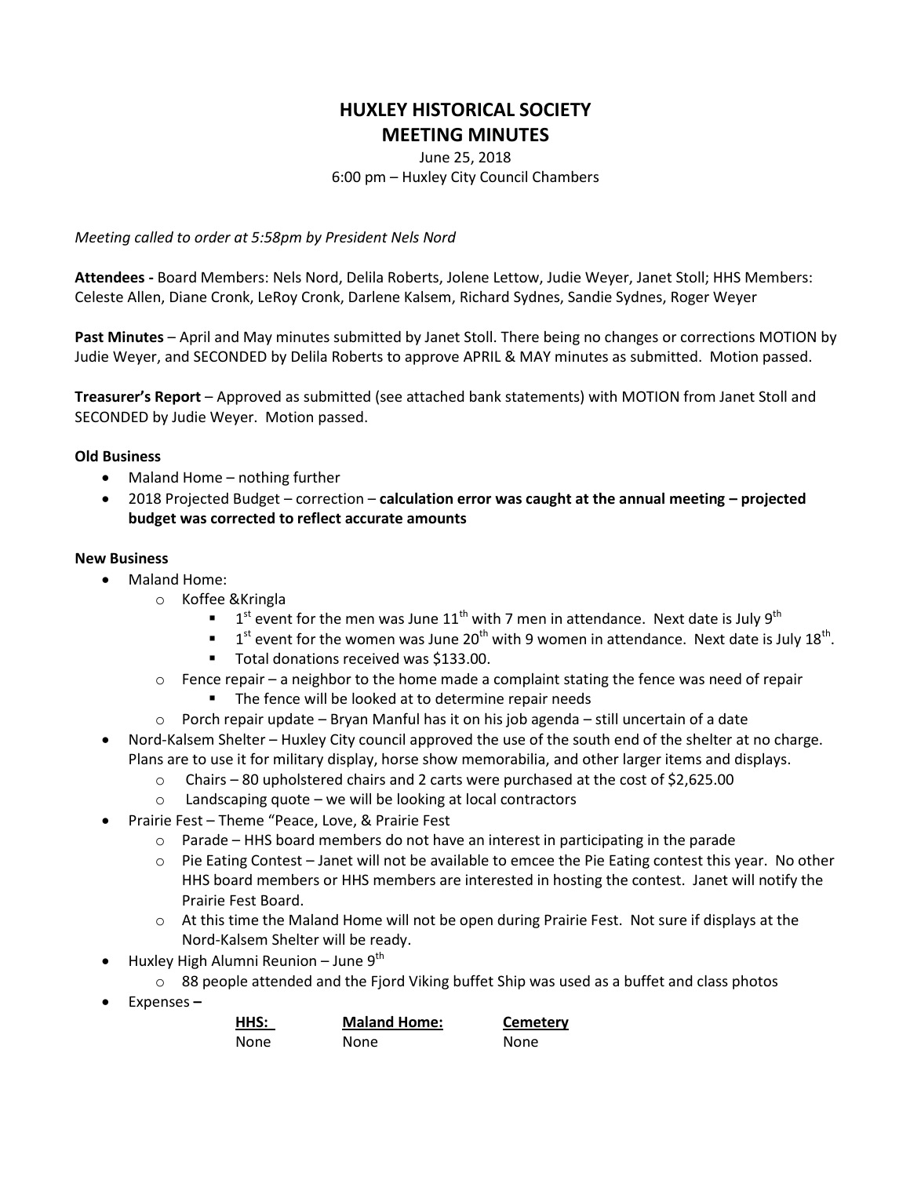# HUXLEY HISTORICAL SOCIETY
# MEETING MINUTES

June 25, 2018
6:00 pm – Huxley City Council Chambers

*Meeting called to order at 5:58pm by President Nels Nord*

**Attendees -** Board Members: Nels Nord, Delila Roberts, Jolene Lettow, Judie Weyer, Janet Stoll; HHS Members: Celeste Allen, Diane Cronk, LeRoy Cronk, Darlene Kalsem, Richard Sydnes, Sandie Sydnes, Roger Weyer

**Past Minutes** – April and May minutes submitted by Janet Stoll. There being no changes or corrections MOTION by Judie Weyer, and SECONDED by Delila Roberts to approve APRIL & MAY minutes as submitted. Motion passed.

**Treasurer's Report** – Approved as submitted (see attached bank statements) with MOTION from Janet Stoll and SECONDED by Judie Weyer. Motion passed.

**Old Business**

- Maland Home – nothing further
- 2018 Projected Budget – correction – **calculation error was caught at the annual meeting – projected budget was corrected to reflect accurate amounts**

**New Business**

- Maland Home:
  - Koffee &Kringla
    - 1st event for the men was June 11th with 7 men in attendance. Next date is July 9th
    - 1st event for the women was June 20th with 9 women in attendance. Next date is July 18th.
    - Total donations received was $133.00.
  - Fence repair – a neighbor to the home made a complaint stating the fence was need of repair
    - The fence will be looked at to determine repair needs
  - Porch repair update – Bryan Manful has it on his job agenda – still uncertain of a date
- Nord-Kalsem Shelter – Huxley City council approved the use of the south end of the shelter at no charge. Plans are to use it for military display, horse show memorabilia, and other larger items and displays.
  - Chairs – 80 upholstered chairs and 2 carts were purchased at the cost of $2,625.00
  - Landscaping quote – we will be looking at local contractors
- Prairie Fest – Theme "Peace, Love, & Prairie Fest
  - Parade – HHS board members do not have an interest in participating in the parade
  - Pie Eating Contest – Janet will not be available to emcee the Pie Eating contest this year. No other HHS board members or HHS members are interested in hosting the contest. Janet will notify the Prairie Fest Board.
  - At this time the Maland Home will not be open during Prairie Fest. Not sure if displays at the Nord-Kalsem Shelter will be ready.
- Huxley High Alumni Reunion – June 9th
  - 88 people attended and the Fjord Viking buffet Ship was used as a buffet and class photos
- Expenses **–**

| HHS: | Maland Home: | Cemetery |
|---|---|---|
| None | None | None |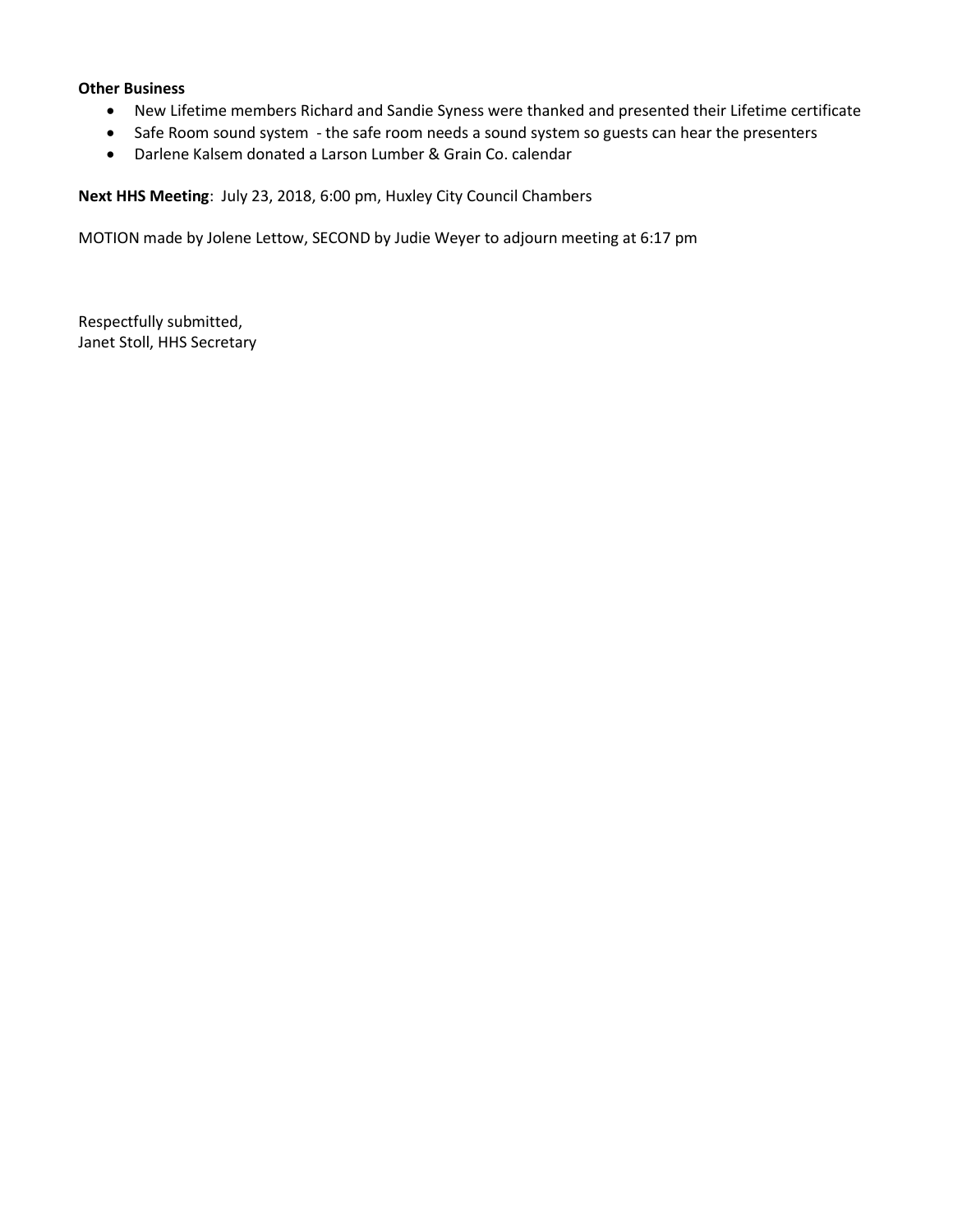**Other Business**

- New Lifetime members Richard and Sandie Syness were thanked and presented their Lifetime certificate
- Safe Room sound system - the safe room needs a sound system so guests can hear the presenters
- Darlene Kalsem donated a Larson Lumber & Grain Co. calendar

**Next HHS Meeting**: July 23, 2018, 6:00 pm, Huxley City Council Chambers

MOTION made by Jolene Lettow, SECOND by Judie Weyer to adjourn meeting at 6:17 pm

Respectfully submitted,
Janet Stoll, HHS Secretary